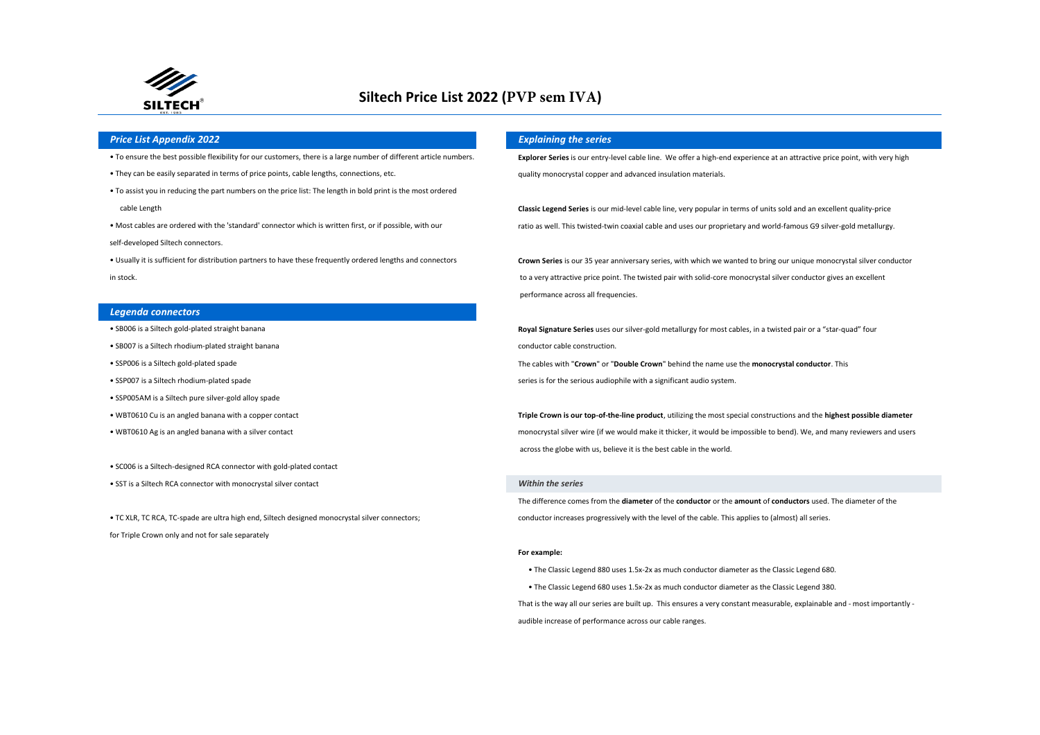# Siltech Price List 2022 (PVP sem IVA)

## *Price List Appendix 2022*

- To ensure the best possible flexibility for our customers, there is a large number of different article numbers.
- They can be easily separated in terms of price points, cable lengths, connections, etc.
- To assist you in reducing the part numbers on the price list: The length in bold print is the most ordered cable Length
- Most cables are ordered with the 'standard' connector which is written first, or if possible, with our self-developed Siltech connectors.
- Usually it is sufficient for distribution partners to have these frequently ordered lengths and connectors in stock.

## *Legenda connectors*

- SB006 is a Siltech gold-plated straight banana
- SB007 is a Siltech rhodium-plated straight banana
- SSP006 is a Siltech gold-plated spade
- SSP007 is a Siltech rhodium-plated spade
- SSP005AM is a Siltech pure silver-gold alloy spade
- WBT0610 Cu is an angled banana with a copper contact
- WBT0610 Ag is an angled banana with a silver contact

- SC006 is a Siltech-designed RCA connector with gold-plated contact
- SST is a Siltech RCA connector with monocrystal silver contact

- TC XLR, TC RCA, TC-spade are ultra high end, Siltech designed monocrystal silver connectors; for Triple Crown only and not for sale separately

## *Explaining the series*

**Explorer Series** is our entry-level cable line. We offer a high-end experience at an attractive price point, with very high quality monocrystal copper and advanced insulation materials.

**Classic Legend Series** is our mid-level cable line, very popular in terms of units sold and an excellent quality-price ratio as well. This twisted-twin coaxial cable and uses our proprietary and world-famous G9 silver-gold metallurgy.

**Crown Series** is our 35 year anniversary series, with which we wanted to bring our unique monocrystal silver conductor to a very attractive price point. The twisted pair with solid-core monocrystal silver conductor gives an excellent performance across all frequencies.

**Royal Signature Series** uses our silver-gold metallurgy for most cables, in a twisted pair or a "star-quad" four conductor cable construction.

The cables with "**Crown**" or "**Double Crown**" behind the name use the **monocrystal conductor**. This series is for the serious audiophile with a significant audio system.

**Triple Crown is our top-of-the-line product**, utilizing the most special constructions and the **highest possible diameter** monocrystal silver wire (if we would make it thicker, it would be impossible to bend). We, and many reviewers and users across the globe with us, believe it is the best cable in the world.

### *Within the series*

The difference comes from the **diameter** of the **conductor** or the **amount** of **conductors** used. The diameter of the conductor increases progressively with the level of the cable. This applies to (almost) all series.

**For example:**

- The Classic Legend 880 uses 1.5x-2x as much conductor diameter as the Classic Legend 680.
- The Classic Legend 680 uses 1.5x-2x as much conductor diameter as the Classic Legend 380.

That is the way all our series are built up. This ensures a very constant measurable, explainable and - most importantly - audible increase of performance across our cable ranges.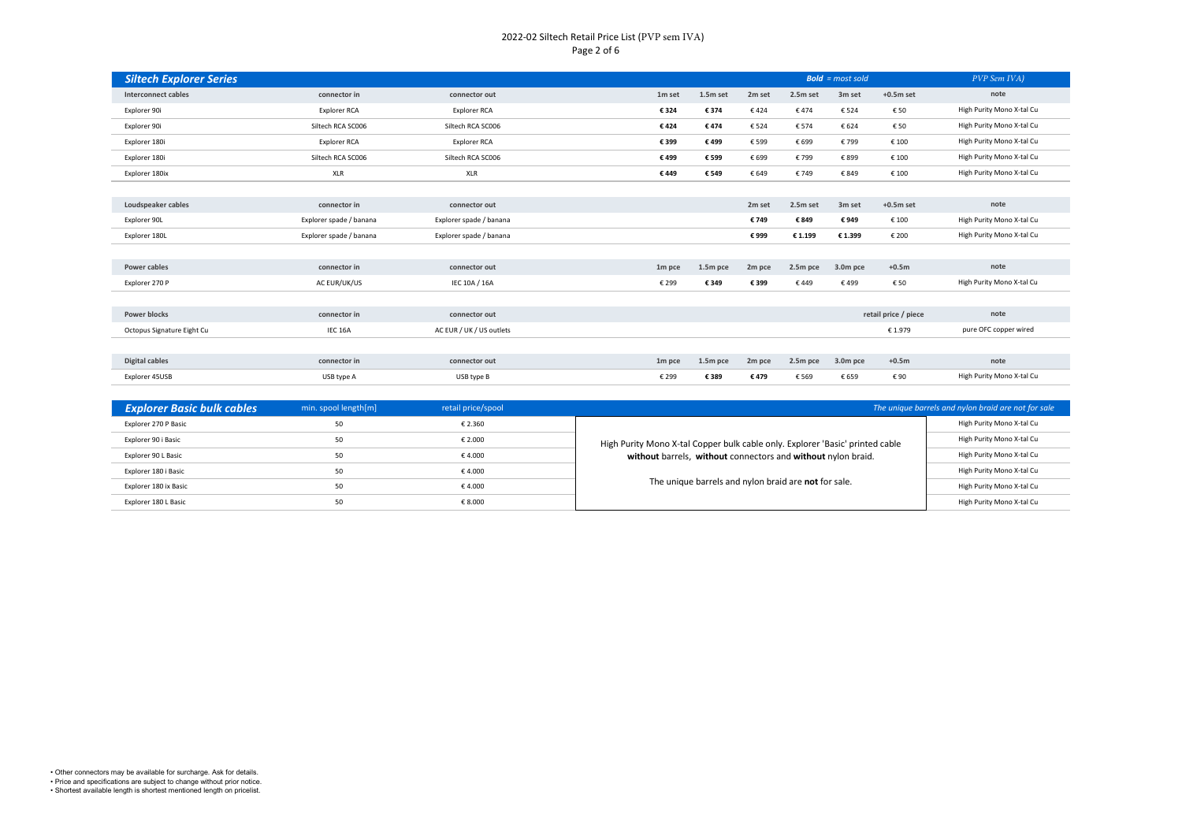# 2022-02 Siltech Retail Price List (PVP sem IVA)

## Siltech Explorer Series

***Bold** = most sold* — *PVP Sem IVA)*

| Interconnect cables | connector in | connector out | 1m set | 1.5m set | 2m set | 2.5m set | 3m set | +0.5m set | note |
|---|---|---|---|---|---|---|---|---|---|
| Explorer 90i | Explorer RCA | Explorer RCA | **€ 324** | **€ 374** | € 424 | € 474 | € 524 | € 50 | High Purity Mono X-tal Cu |
| Explorer 90i | Siltech RCA SC006 | Siltech RCA SC006 | **€ 424** | **€ 474** | € 524 | € 574 | € 624 | € 50 | High Purity Mono X-tal Cu |
| Explorer 180i | Explorer RCA | Explorer RCA | **€ 399** | **€ 499** | € 599 | € 699 | € 799 | € 100 | High Purity Mono X-tal Cu |
| Explorer 180i | Siltech RCA SC006 | Siltech RCA SC006 | **€ 499** | **€ 599** | € 699 | € 799 | € 899 | € 100 | High Purity Mono X-tal Cu |
| Explorer 180ix | XLR | XLR | **€ 449** | **€ 549** | € 649 | € 749 | € 849 | € 100 | High Purity Mono X-tal Cu |

| Loudspeaker cables | connector in | connector out | 2m set | 2.5m set | 3m set | +0.5m set | note |
|---|---|---|---|---|---|---|---|
| Explorer 90L | Explorer spade / banana | Explorer spade / banana | **€ 749** | **€ 849** | **€ 949** | € 100 | High Purity Mono X-tal Cu |
| Explorer 180L | Explorer spade / banana | Explorer spade / banana | **€ 999** | **€ 1.199** | **€ 1.399** | € 200 | High Purity Mono X-tal Cu |

| Power cables | connector in | connector out | 1m pce | 1.5m pce | 2m pce | 2.5m pce | 3.0m pce | +0.5m | note |
|---|---|---|---|---|---|---|---|---|---|
| Explorer 270 P | AC EUR/UK/US | IEC 10A / 16A | € 299 | **€ 349** | **€ 399** | € 449 | € 499 | € 50 | High Purity Mono X-tal Cu |

| Power blocks | connector in | connector out | retail price / piece | note |
|---|---|---|---|---|
| Octopus Signature Eight Cu | IEC 16A | AC EUR / UK / US outlets | € 1.979 | pure OFC copper wired |

| Digital cables | connector in | connector out | 1m pce | 1.5m pce | 2m pce | 2.5m pce | 3.0m pce | +0.5m | note |
|---|---|---|---|---|---|---|---|---|---|
| Explorer 45USB | USB type A | USB type B | € 299 | **€ 389** | **€ 479** | € 569 | € 659 | € 90 | High Purity Mono X-tal Cu |

## Explorer Basic bulk cables

*The unique barrels and nylon braid are not for sale*

| Explorer Basic bulk cables | min. spool length[m] | retail price/spool | note |
|---|---|---|---|
| Explorer 270 P Basic | 50 | € 2.360 | High Purity Mono X-tal Cu |
| Explorer 90 i Basic | 50 | € 2.000 | High Purity Mono X-tal Cu |
| Explorer 90 L Basic | 50 | € 4.000 | High Purity Mono X-tal Cu |
| Explorer 180 i Basic | 50 | € 4.000 | High Purity Mono X-tal Cu |
| Explorer 180 ix Basic | 50 | € 4.000 | High Purity Mono X-tal Cu |
| Explorer 180 L Basic | 50 | € 8.000 | High Purity Mono X-tal Cu |

High Purity Mono X-tal Copper bulk cable only. Explorer 'Basic' printed cable **without** barrels, **without** connectors and **without** nylon braid.

The unique barrels and nylon braid are **not** for sale.

- Other connectors may be available for surcharge. Ask for details.
- Price and specifications are subject to change without prior notice.
- Shortest available length is shortest mentioned length on pricelist.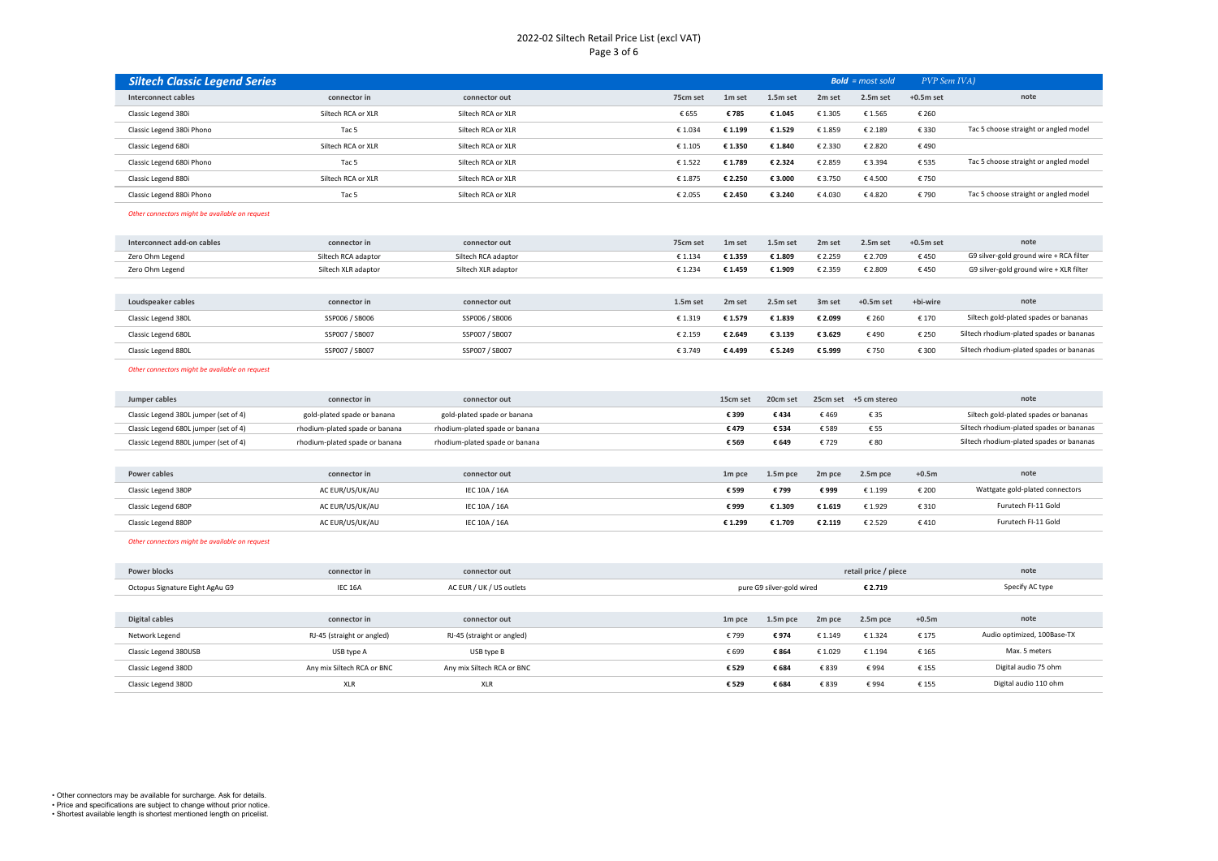# 2022-02 Siltech Retail Price List (excl VAT)

## Siltech Classic Legend Series

**Bold** = most sold *PVP Sem IVA)*

| Interconnect cables | connector in | connector out | 75cm set | 1m set | 1.5m set | 2m set | 2.5m set | +0.5m set | note |
|---|---|---|---|---|---|---|---|---|---|
| Classic Legend 380i | Siltech RCA or XLR | Siltech RCA or XLR | € 655 | **€ 785** | **€ 1.045** | € 1.305 | € 1.565 | € 260 | |
| Classic Legend 380i Phono | Tac 5 | Siltech RCA or XLR | € 1.034 | **€ 1.199** | **€ 1.529** | € 1.859 | € 2.189 | € 330 | Tac 5 choose straight or angled model |
| Classic Legend 680i | Siltech RCA or XLR | Siltech RCA or XLR | € 1.105 | **€ 1.350** | **€ 1.840** | € 2.330 | € 2.820 | € 490 | |
| Classic Legend 680i Phono | Tac 5 | Siltech RCA or XLR | € 1.522 | **€ 1.789** | **€ 2.324** | € 2.859 | € 3.394 | € 535 | Tac 5 choose straight or angled model |
| Classic Legend 880i | Siltech RCA or XLR | Siltech RCA or XLR | € 1.875 | **€ 2.250** | **€ 3.000** | € 3.750 | € 4.500 | € 750 | |
| Classic Legend 880i Phono | Tac 5 | Siltech RCA or XLR | € 2.055 | **€ 2.450** | **€ 3.240** | € 4.030 | € 4.820 | € 790 | Tac 5 choose straight or angled model |

*Other connectors might be available on request*

| Interconnect add-on cables | connector in | connector out | 75cm set | 1m set | 1.5m set | 2m set | 2.5m set | +0.5m set | note |
|---|---|---|---|---|---|---|---|---|---|
| Zero Ohm Legend | Siltech RCA adaptor | Siltech RCA adaptor | € 1.134 | **€ 1.359** | **€ 1.809** | € 2.259 | € 2.709 | € 450 | G9 silver-gold ground wire + RCA filter |
| Zero Ohm Legend | Siltech XLR adaptor | Siltech XLR adaptor | € 1.234 | **€ 1.459** | **€ 1.909** | € 2.359 | € 2.809 | € 450 | G9 silver-gold ground wire + XLR filter |

| Loudspeaker cables | connector in | connector out | 1.5m set | 2m set | 2.5m set | 3m set | +0.5m set | +bi-wire | note |
|---|---|---|---|---|---|---|---|---|---|
| Classic Legend 380L | SSP006 / SB006 | SSP006 / SB006 | € 1.319 | **€ 1.579** | **€ 1.839** | **€ 2.099** | € 260 | € 170 | Siltech gold-plated spades or bananas |
| Classic Legend 680L | SSP007 / SB007 | SSP007 / SB007 | € 2.159 | **€ 2.649** | **€ 3.139** | **€ 3.629** | € 490 | € 250 | Siltech rhodium-plated spades or bananas |
| Classic Legend 880L | SSP007 / SB007 | SSP007 / SB007 | € 3.749 | **€ 4.499** | **€ 5.249** | **€ 5.999** | € 750 | € 300 | Siltech rhodium-plated spades or bananas |

*Other connectors might be available on request*

| Jumper cables | connector in | connector out | 15cm set | 20cm set | 25cm set | +5 cm stereo | note |
|---|---|---|---|---|---|---|---|
| Classic Legend 380L jumper (set of 4) | gold-plated spade or banana | gold-plated spade or banana | **€ 399** | **€ 434** | € 469 | € 35 | Siltech gold-plated spades or bananas |
| Classic Legend 680L jumper (set of 4) | rhodium-plated spade or banana | rhodium-plated spade or banana | **€ 479** | **€ 534** | € 589 | € 55 | Siltech rhodium-plated spades or bananas |
| Classic Legend 880L jumper (set of 4) | rhodium-plated spade or banana | rhodium-plated spade or banana | **€ 569** | **€ 649** | € 729 | € 80 | Siltech rhodium-plated spades or bananas |

| Power cables | connector in | connector out | 1m pce | 1.5m pce | 2m pce | 2.5m pce | +0.5m | note |
|---|---|---|---|---|---|---|---|---|
| Classic Legend 380P | AC EUR/US/UK/AU | IEC 10A / 16A | **€ 599** | **€ 799** | **€ 999** | € 1.199 | € 200 | Wattgate gold-plated connectors |
| Classic Legend 680P | AC EUR/US/UK/AU | IEC 10A / 16A | **€ 999** | **€ 1.309** | **€ 1.619** | € 1.929 | € 310 | Furutech FI-11 Gold |
| Classic Legend 880P | AC EUR/US/UK/AU | IEC 10A / 16A | **€ 1.299** | **€ 1.709** | **€ 2.119** | € 2.529 | € 410 | Furutech FI-11 Gold |

*Other connectors might be available on request*

| Power blocks | connector in | connector out | | retail price / piece | note |
|---|---|---|---|---|---|
| Octopus Signature Eight AgAu G9 | IEC 16A | AC EUR / UK / US outlets | pure G9 silver-gold wired | **€ 2.719** | Specify AC type |

| Digital cables | connector in | connector out | 1m pce | 1.5m pce | 2m pce | 2.5m pce | +0.5m | note |
|---|---|---|---|---|---|---|---|---|
| Network Legend | RJ-45 (straight or angled) | RJ-45 (straight or angled) | € 799 | **€ 974** | € 1.149 | € 1.324 | € 175 | Audio optimized, 100Base-TX |
| Classic Legend 380USB | USB type A | USB type B | € 699 | **€ 864** | € 1.029 | € 1.194 | € 165 | Max. 5 meters |
| Classic Legend 380D | Any mix Siltech RCA or BNC | Any mix Siltech RCA or BNC | **€ 529** | **€ 684** | € 839 | € 994 | € 155 | Digital audio 75 ohm |
| Classic Legend 380D | XLR | XLR | **€ 529** | **€ 684** | € 839 | € 994 | € 155 | Digital audio 110 ohm |

- Other connectors may be available for surcharge. Ask for details.
- Price and specifications are subject to change without prior notice.
- Shortest available length is shortest mentioned length on pricelist.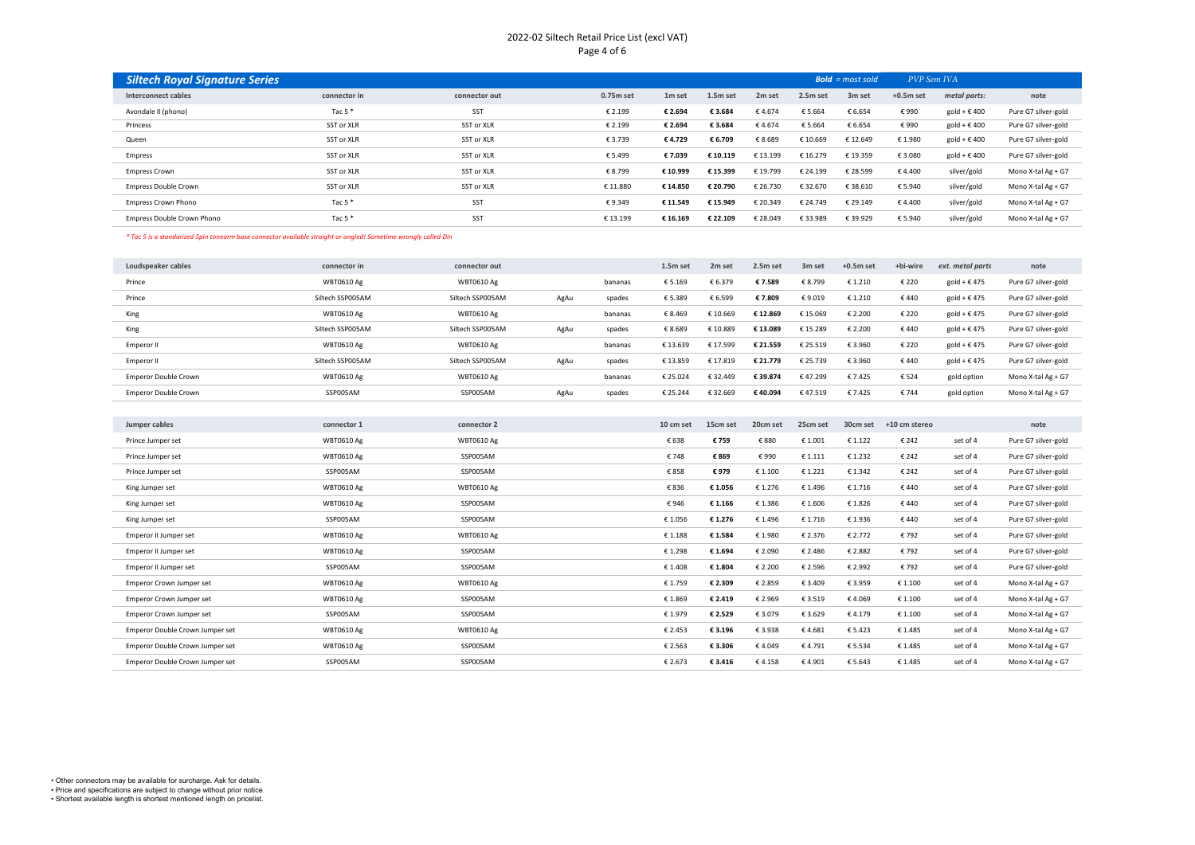2022-02 Siltech Retail Price List (excl VAT)

## Siltech Royal Signature Series

**Bold** = most sold    *PVP Sem IVA*

| Interconnect cables | connector in | connector out | 0.75m set | 1m set | 1.5m set | 2m set | 2.5m set | 3m set | +0.5m set | *metal parts:* | note |
|---|---|---|---|---|---|---|---|---|---|---|---|
| Avondale II (phono) | Tac 5 * | SST | € 2.199 | **€ 2.694** | **€ 3.684** | € 4.674 | € 5.664 | € 6.654 | € 990 | gold + € 400 | Pure G7 silver-gold |
| Princess | SST or XLR | SST or XLR | € 2.199 | **€ 2.694** | **€ 3.684** | € 4.674 | € 5.664 | € 6.654 | € 990 | gold + € 400 | Pure G7 silver-gold |
| Queen | SST or XLR | SST or XLR | € 3.739 | **€ 4.729** | **€ 6.709** | € 8.689 | € 10.669 | € 12.649 | € 1.980 | gold + € 400 | Pure G7 silver-gold |
| Empress | SST or XLR | SST or XLR | € 5.499 | **€ 7.039** | **€ 10.119** | € 13.199 | € 16.279 | € 19.359 | € 3.080 | gold + € 400 | Pure G7 silver-gold |
| Empress Crown | SST or XLR | SST or XLR | € 8.799 | **€ 10.999** | **€ 15.399** | € 19.799 | € 24.199 | € 28.599 | € 4.400 | silver/gold | Mono X-tal Ag + G7 |
| Empress Double Crown | SST or XLR | SST or XLR | € 11.880 | **€ 14.850** | **€ 20.790** | € 26.730 | € 32.670 | € 38.610 | € 5.940 | silver/gold | Mono X-tal Ag + G7 |
| Empress Crown Phono | Tac 5 * | SST | € 9.349 | **€ 11.549** | **€ 15.949** | € 20.349 | € 24.749 | € 29.149 | € 4.400 | silver/gold | Mono X-tal Ag + G7 |
| Empress Double Crown Phono | Tac 5 * | SST | € 13.199 | **€ 16.169** | **€ 22.109** | € 28.049 | € 33.989 | € 39.929 | € 5.940 | silver/gold | Mono X-tal Ag + G7 |

*\* Tac 5 is a standarized 5pin tonearm base connector available straight or angled! Sometime wrongly called Din*

| Loudspeaker cables | connector in | connector out | | | 1.5m set | 2m set | 2.5m set | 3m set | +0.5m set | +bi-wire | *ext. metal parts* | note |
|---|---|---|---|---|---|---|---|---|---|---|---|---|
| Prince | WBT0610 Ag | WBT0610 Ag | | bananas | € 5.169 | € 6.379 | **€ 7.589** | € 8.799 | € 1.210 | € 220 | gold + € 475 | Pure G7 silver-gold |
| Prince | Siltech SSP005AM | Siltech SSP005AM | AgAu | spades | € 5.389 | € 6.599 | **€ 7.809** | € 9.019 | € 1.210 | € 440 | gold + € 475 | Pure G7 silver-gold |
| King | WBT0610 Ag | WBT0610 Ag | | bananas | € 8.469 | € 10.669 | **€ 12.869** | € 15.069 | € 2.200 | € 220 | gold + € 475 | Pure G7 silver-gold |
| King | Siltech SSP005AM | Siltech SSP005AM | AgAu | spades | € 8.689 | € 10.889 | **€ 13.089** | € 15.289 | € 2.200 | € 440 | gold + € 475 | Pure G7 silver-gold |
| Emperor II | WBT0610 Ag | WBT0610 Ag | | bananas | € 13.639 | € 17.599 | **€ 21.559** | € 25.519 | € 3.960 | € 220 | gold + € 475 | Pure G7 silver-gold |
| Emperor II | Siltech SSP005AM | Siltech SSP005AM | AgAu | spades | € 13.859 | € 17.819 | **€ 21.779** | € 25.739 | € 3.960 | € 440 | gold + € 475 | Pure G7 silver-gold |
| Emperor Double Crown | WBT0610 Ag | WBT0610 Ag | | bananas | € 25.024 | € 32.449 | **€ 39.874** | € 47.299 | € 7.425 | € 524 | gold option | Mono X-tal Ag + G7 |
| Emperor Double Crown | SSP005AM | SSP005AM | AgAu | spades | € 25.244 | € 32.669 | **€ 40.094** | € 47.519 | € 7.425 | € 744 | gold option | Mono X-tal Ag + G7 |

| Jumper cables | connector 1 | connector 2 | 10 cm set | 15cm set | 20cm set | 25cm set | 30cm set | +10 cm stereo | | note |
|---|---|---|---|---|---|---|---|---|---|---|
| Prince Jumper set | WBT0610 Ag | WBT0610 Ag | € 638 | **€ 759** | € 880 | € 1.001 | € 1.122 | € 242 | set of 4 | Pure G7 silver-gold |
| Prince Jumper set | WBT0610 Ag | SSP005AM | € 748 | **€ 869** | € 990 | € 1.111 | € 1.232 | € 242 | set of 4 | Pure G7 silver-gold |
| Prince Jumper set | SSP005AM | SSP005AM | € 858 | **€ 979** | € 1.100 | € 1.221 | € 1.342 | € 242 | set of 4 | Pure G7 silver-gold |
| King Jumper set | WBT0610 Ag | WBT0610 Ag | € 836 | **€ 1.056** | € 1.276 | € 1.496 | € 1.716 | € 440 | set of 4 | Pure G7 silver-gold |
| King Jumper set | WBT0610 Ag | SSP005AM | € 946 | **€ 1.166** | € 1.386 | € 1.606 | € 1.826 | € 440 | set of 4 | Pure G7 silver-gold |
| King Jumper set | SSP005AM | SSP005AM | € 1.056 | **€ 1.276** | € 1.496 | € 1.716 | € 1.936 | € 440 | set of 4 | Pure G7 silver-gold |
| Emperor II Jumper set | WBT0610 Ag | WBT0610 Ag | € 1.188 | **€ 1.584** | € 1.980 | € 2.376 | € 2.772 | € 792 | set of 4 | Pure G7 silver-gold |
| Emperor II Jumper set | WBT0610 Ag | SSP005AM | € 1.298 | **€ 1.694** | € 2.090 | € 2.486 | € 2.882 | € 792 | set of 4 | Pure G7 silver-gold |
| Emperor II Jumper set | SSP005AM | SSP005AM | € 1.408 | **€ 1.804** | € 2.200 | € 2.596 | € 2.992 | € 792 | set of 4 | Pure G7 silver-gold |
| Emperor Crown Jumper set | WBT0610 Ag | WBT0610 Ag | € 1.759 | **€ 2.309** | € 2.859 | € 3.409 | € 3.959 | € 1.100 | set of 4 | Mono X-tal Ag + G7 |
| Emperor Crown Jumper set | WBT0610 Ag | SSP005AM | € 1.869 | **€ 2.419** | € 2.969 | € 3.519 | € 4.069 | € 1.100 | set of 4 | Mono X-tal Ag + G7 |
| Emperor Crown Jumper set | SSP005AM | SSP005AM | € 1.979 | **€ 2.529** | € 3.079 | € 3.629 | € 4.179 | € 1.100 | set of 4 | Mono X-tal Ag + G7 |
| Emperor Double Crown Jumper set | WBT0610 Ag | WBT0610 Ag | € 2.453 | **€ 3.196** | € 3.938 | € 4.681 | € 5.423 | € 1.485 | set of 4 | Mono X-tal Ag + G7 |
| Emperor Double Crown Jumper set | WBT0610 Ag | SSP005AM | € 2.563 | **€ 3.306** | € 4.049 | € 4.791 | € 5.534 | € 1.485 | set of 4 | Mono X-tal Ag + G7 |
| Emperor Double Crown Jumper set | SSP005AM | SSP005AM | € 2.673 | **€ 3.416** | € 4.158 | € 4.901 | € 5.643 | € 1.485 | set of 4 | Mono X-tal Ag + G7 |

- Other connectors may be available for surcharge. Ask for details.
- Price and specifications are subject to change without prior notice.
- Shortest available length is shortest mentioned length on pricelist.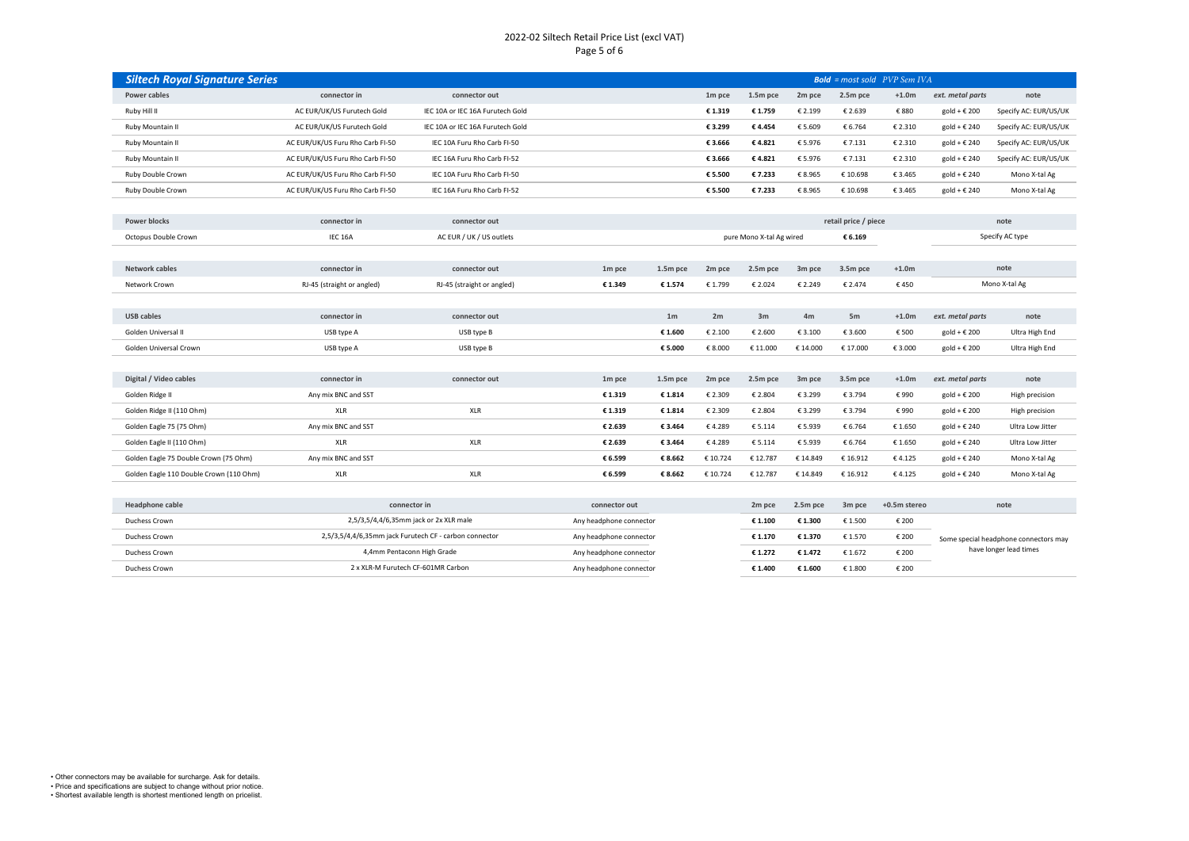# 2022-02 Siltech Retail Price List (excl VAT)

## Siltech Royal Signature Series

**Bold** = most sold *PVP Sem IVA*

| Power cables | connector in | connector out | 1m pce | 1.5m pce | 2m pce | 2.5m pce | +1.0m | ext. metal parts | note |
|---|---|---|---|---|---|---|---|---|---|
| Ruby Hill II | AC EUR/UK/US Furutech Gold | IEC 10A or IEC 16A Furutech Gold | **€ 1.319** | **€ 1.759** | € 2.199 | € 2.639 | € 880 | gold + € 200 | Specify AC: EUR/US/UK |
| Ruby Mountain II | AC EUR/UK/US Furutech Gold | IEC 10A or IEC 16A Furutech Gold | **€ 3.299** | **€ 4.454** | € 5.609 | € 6.764 | € 2.310 | gold + € 240 | Specify AC: EUR/US/UK |
| Ruby Mountain II | AC EUR/UK/US Furu Rho Carb FI-50 | IEC 10A Furu Rho Carb FI-50 | **€ 3.666** | **€ 4.821** | € 5.976 | € 7.131 | € 2.310 | gold + € 240 | Specify AC: EUR/US/UK |
| Ruby Mountain II | AC EUR/UK/US Furu Rho Carb FI-50 | IEC 16A Furu Rho Carb FI-52 | **€ 3.666** | **€ 4.821** | € 5.976 | € 7.131 | € 2.310 | gold + € 240 | Specify AC: EUR/US/UK |
| Ruby Double Crown | AC EUR/UK/US Furu Rho Carb FI-50 | IEC 10A Furu Rho Carb FI-50 | **€ 5.500** | **€ 7.233** | € 8.965 | € 10.698 | € 3.465 | gold + € 240 | Mono X-tal Ag |
| Ruby Double Crown | AC EUR/UK/US Furu Rho Carb FI-50 | IEC 16A Furu Rho Carb FI-52 | **€ 5.500** | **€ 7.233** | € 8.965 | € 10.698 | € 3.465 | gold + € 240 | Mono X-tal Ag |

| Power blocks | connector in | connector out | | retail price / piece | note |
|---|---|---|---|---|---|
| Octopus Double Crown | IEC 16A | AC EUR / UK / US outlets | pure Mono X-tal Ag wired | **€ 6.169** | Specify AC type |

| Network cables | connector in | connector out | 1m pce | 1.5m pce | 2m pce | 2.5m pce | 3m pce | 3.5m pce | +1.0m | note |
|---|---|---|---|---|---|---|---|---|---|---|
| Network Crown | RJ-45 (straight or angled) | RJ-45 (straight or angled) | **€ 1.349** | **€ 1.574** | € 1.799 | € 2.024 | € 2.249 | € 2.474 | € 450 | Mono X-tal Ag |

| USB cables | connector in | connector out | 1m | 2m | 3m | 4m | 5m | +1.0m | ext. metal parts | note |
|---|---|---|---|---|---|---|---|---|---|---|
| Golden Universal II | USB type A | USB type B | **€ 1.600** | € 2.100 | € 2.600 | € 3.100 | € 3.600 | € 500 | gold + € 200 | Ultra High End |
| Golden Universal Crown | USB type A | USB type B | **€ 5.000** | € 8.000 | € 11.000 | € 14.000 | € 17.000 | € 3.000 | gold + € 200 | Ultra High End |

| Digital / Video cables | connector in | connector out | 1m pce | 1.5m pce | 2m pce | 2.5m pce | 3m pce | 3.5m pce | +1.0m | ext. metal parts | note |
|---|---|---|---|---|---|---|---|---|---|---|---|
| Golden Ridge II | Any mix BNC and SST | | **€ 1.319** | **€ 1.814** | € 2.309 | € 2.804 | € 3.299 | € 3.794 | € 990 | gold + € 200 | High precision |
| Golden Ridge II (110 Ohm) | XLR | XLR | **€ 1.319** | **€ 1.814** | € 2.309 | € 2.804 | € 3.299 | € 3.794 | € 990 | gold + € 200 | High precision |
| Golden Eagle 75 (75 Ohm) | Any mix BNC and SST | | **€ 2.639** | **€ 3.464** | € 4.289 | € 5.114 | € 5.939 | € 6.764 | € 1.650 | gold + € 240 | Ultra Low Jitter |
| Golden Eagle II (110 Ohm) | XLR | XLR | **€ 2.639** | **€ 3.464** | € 4.289 | € 5.114 | € 5.939 | € 6.764 | € 1.650 | gold + € 240 | Ultra Low Jitter |
| Golden Eagle 75 Double Crown (75 Ohm) | Any mix BNC and SST | | **€ 6.599** | **€ 8.662** | € 10.724 | € 12.787 | € 14.849 | € 16.912 | € 4.125 | gold + € 240 | Mono X-tal Ag |
| Golden Eagle 110 Double Crown (110 Ohm) | XLR | XLR | **€ 6.599** | **€ 8.662** | € 10.724 | € 12.787 | € 14.849 | € 16.912 | € 4.125 | gold + € 240 | Mono X-tal Ag |

| Headphone cable | connector in | connector out | 2m pce | 2.5m pce | 3m pce | +0.5m stereo | note |
|---|---|---|---|---|---|---|---|
| Duchess Crown | 2,5/3,5/4,4/6,35mm jack or 2x XLR male | Any headphone connector | **€ 1.100** | **€ 1.300** | € 1.500 | € 200 | Some special headphone connectors may have longer lead times |
| Duchess Crown | 2,5/3,5/4,4/6,35mm jack Furutech CF - carbon connector | Any headphone connector | **€ 1.170** | **€ 1.370** | € 1.570 | € 200 | |
| Duchess Crown | 4,4mm Pentaconn High Grade | Any headphone connector | **€ 1.272** | **€ 1.472** | € 1.672 | € 200 | |
| Duchess Crown | 2 x XLR-M Furutech CF-601MR Carbon | Any headphone connector | **€ 1.400** | **€ 1.600** | € 1.800 | € 200 | |

- Other connectors may be available for surcharge. Ask for details.
- Price and specifications are subject to change without prior notice.
- Shortest available length is shortest mentioned length on pricelist.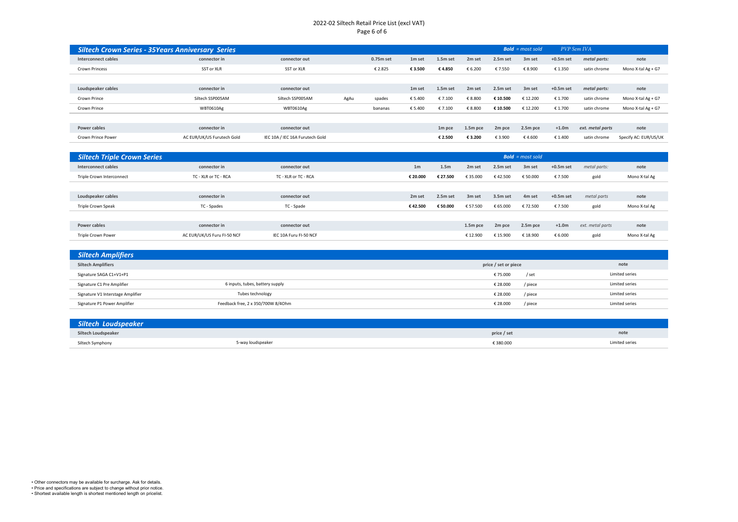## Siltech Crown Series - 35Years Anniversary Series

*Bold = most sold* — *PVP Sem IVA*

| Interconnect cables | connector in | connector out | 0.75m set | 1m set | 1.5m set | 2m set | 2.5m set | 3m set | +0.5m set | *metal parts:* | note |
|---|---|---|---|---|---|---|---|---|---|---|---|
| Crown Princess | SST or XLR | SST or XLR | € 2.825 | **€ 3.500** | **€ 4.850** | € 6.200 | € 7.550 | € 8.900 | € 1.350 | satin chrome | Mono X-tal Ag + G7 |

| Loudspeaker cables | connector in | connector out | | | 1m set | 1.5m set | 2m set | 2.5m set | 3m set | +0.5m set | *metal parts:* | note |
|---|---|---|---|---|---|---|---|---|---|---|---|---|
| Crown Prince | Siltech SSP005AM | Siltech SSP005AM | AgAu | spades | € 5.400 | € 7.100 | € 8.800 | **€ 10.500** | € 12.200 | € 1.700 | satin chrome | Mono X-tal Ag + G7 |
| Crown Prince | WBT0610Ag | WBT0610Ag | | bananas | € 5.400 | € 7.100 | € 8.800 | **€ 10.500** | € 12.200 | € 1.700 | satin chrome | Mono X-tal Ag + G7 |

| Power cables | connector in | connector out | 1m pce | 1.5m pce | 2m pce | 2.5m pce | +1.0m | *ext. metal parts* | note |
|---|---|---|---|---|---|---|---|---|---|
| Crown Prince Power | AC EUR/UK/US Furutech Gold | IEC 10A / IEC 16A Furutech Gold | **€ 2.500** | **€ 3.200** | € 3.900 | € 4.600 | € 1.400 | satin chrome | Specify AC: EUR/US/UK |

## Siltech Triple Crown Series

*Bold = most sold*

| Interconnect cables | connector in | connector out | 1m | 1.5m | 2m set | 2.5m set | 3m set | +0.5m set | *metal parts:* | note |
|---|---|---|---|---|---|---|---|---|---|---|
| Triple Crown Interconnect | TC - XLR or TC - RCA | TC - XLR or TC - RCA | **€ 20.000** | **€ 27.500** | € 35.000 | € 42.500 | € 50.000 | € 7.500 | gold | Mono X-tal Ag |

| Loudspeaker cables | connector in | connector out | 2m set | 2.5m set | 3m set | 3.5m set | 4m set | +0.5m set | *metal parts* | note |
|---|---|---|---|---|---|---|---|---|---|---|
| Triple Crown Speak | TC - Spades | TC - Spade | **€ 42.500** | **€ 50.000** | € 57.500 | € 65.000 | € 72.500 | € 7.500 | gold | Mono X-tal Ag |

| Power cables | connector in | connector out | 1.5m pce | 2m pce | 2.5m pce | +1.0m | *ext. metal parts* | note |
|---|---|---|---|---|---|---|---|---|
| Triple Crown Power | AC EUR/UK/US Furu FI-50 NCF | IEC 10A Furu FI-50 NCF | € 12.900 | € 15.900 | € 18.900 | € 6.000 | gold | Mono X-tal Ag |

## Siltech Amplifiers

| Siltech Amplifiers | | price / set or piece | | note |
|---|---|---|---|---|
| Signature SAGA C1+V1+P1 | | € 75.000 | / set | Limited series |
| Signature C1 Pre Amplifier | 6 inputs, tubes, battery supply | € 28.000 | / piece | Limited series |
| Signature V1 Interstage Amplifier | Tubes technology | € 28.000 | / piece | Limited series |
| Signature P1 Power Amplifier | Feedback free, 2 x 350/700W 8/4Ohm | € 28.000 | / piece | Limited series |

## Siltech Loudspeaker

| Siltech Loudspeaker | | price / set | note |
|---|---|---|---|
| Siltech Symphony | 5-way loudspeaker | € 380.000 | Limited series |

- Other connectors may be available for surcharge. Ask for details.
- Price and specifications are subject to change without prior notice.
- Shortest available length is shortest mentioned length on pricelist.